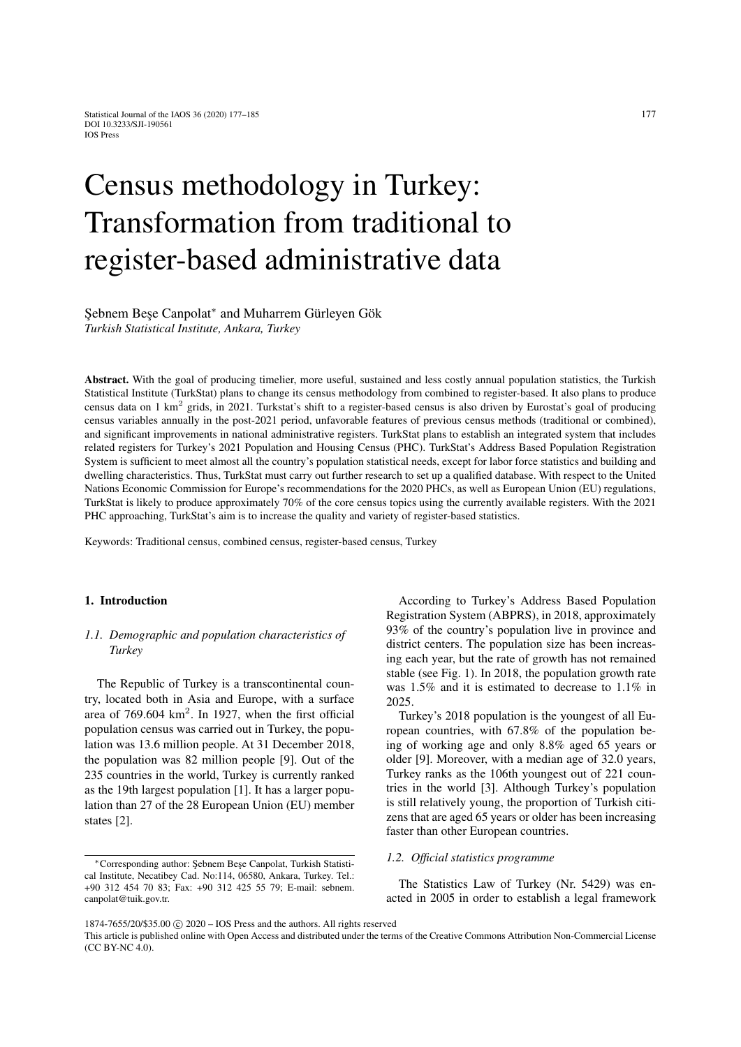# Census methodology in Turkey: Transformation from traditional to register-based administrative data

Şebnem Beşe Canpolat* and Muharrem Gürleyen Gök

*Turkish Statistical Institute, Ankara, Turkey*

**Abstract.** With the goal of producing timelier, more useful, sustained and less costly annual population statistics, the Turkish Statistical Institute (TurkStat) plans to change its census methodology from combined to register-based. It also plans to produce census data on 1 km$^2$ grids, in 2021. Turkstat's shift to a register-based census is also driven by Eurostat's goal of producing census variables annually in the post-2021 period, unfavorable features of previous census methods (traditional or combined), and significant improvements in national administrative registers. TurkStat plans to establish an integrated system that includes related registers for Turkey's 2021 Population and Housing Census (PHC). TurkStat's Address Based Population Registration System is sufficient to meet almost all the country's population statistical needs, except for labor force statistics and building and dwelling characteristics. Thus, TurkStat must carry out further research to set up a qualified database. With respect to the United Nations Economic Commission for Europe's recommendations for the 2020 PHCs, as well as European Union (EU) regulations, TurkStat is likely to produce approximately 70% of the core census topics using the currently available registers. With the 2021 PHC approaching, TurkStat's aim is to increase the quality and variety of register-based statistics.

Keywords: Traditional census, combined census, register-based census, Turkey

## 1. Introduction

### *1.1. Demographic and population characteristics of Turkey*

The Republic of Turkey is a transcontinental country, located both in Asia and Europe, with a surface area of 769.604 km$^2$. In 1927, when the first official population census was carried out in Turkey, the population was 13.6 million people. At 31 December 2018, the population was 82 million people [9]. Out of the 235 countries in the world, Turkey is currently ranked as the 19th largest population [1]. It has a larger population than 27 of the 28 European Union (EU) member states [2].

According to Turkey's Address Based Population Registration System (ABPRS), in 2018, approximately 93% of the country's population live in province and district centers. The population size has been increasing each year, but the rate of growth has not remained stable (see Fig. 1). In 2018, the population growth rate was 1.5% and it is estimated to decrease to 1.1% in 2025.

Turkey's 2018 population is the youngest of all European countries, with 67.8% of the population being of working age and only 8.8% aged 65 years or older [9]. Moreover, with a median age of 32.0 years, Turkey ranks as the 106th youngest out of 221 countries in the world [3]. Although Turkey's population is still relatively young, the proportion of Turkish citizens that are aged 65 years or older has been increasing faster than other European countries.

### *1.2. Official statistics programme*

The Statistics Law of Turkey (Nr. 5429) was enacted in 2005 in order to establish a legal framework

*Corresponding author: Şebnem Beşe Canpolat, Turkish Statistical Institute, Necatibey Cad. No:114, 06580, Ankara, Turkey. Tel.: +90 312 454 70 83; Fax: +90 312 425 55 79; E-mail: sebnem.canpolat@tuik.gov.tr.

1874-7655/20/$35.00 © 2020 – IOS Press and the authors. All rights reserved

This article is published online with Open Access and distributed under the terms of the Creative Commons Attribution Non-Commercial License (CC BY-NC 4.0).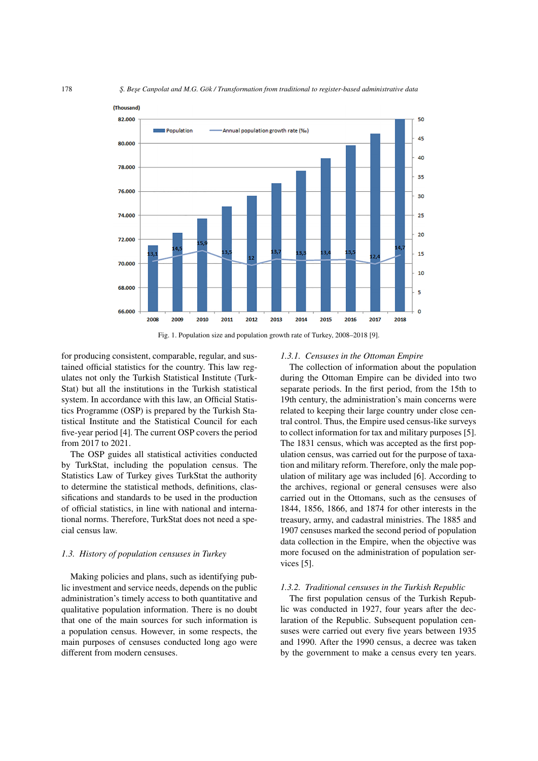(Thousand)

82.000
80.000
78.000
76.000
74.000
72.000
70.000
68.000
66.000

50
45
40
35
30
25
20
15
10
5
0

Population

Annual population growth rate (‰)

13,1
14,5
15,9
13,5
12
13,7
13,3
13,4
13,5
12,4
14,7

2008
2009
2010
2011
2012
2013
2014
2015
2016
2017
2018

Fig. 1. Population size and population growth rate of Turkey, 2008–2018 [9].

for producing consistent, comparable, regular, and sustained official statistics for the country. This law regulates not only the Turkish Statistical Institute (TurkStat) but all the institutions in the Turkish statistical system. In accordance with this law, an Official Statistics Programme (OSP) is prepared by the Turkish Statistical Institute and the Statistical Council for each five-year period [4]. The current OSP covers the period from 2017 to 2021.

The OSP guides all statistical activities conducted by TurkStat, including the population census. The Statistics Law of Turkey gives TurkStat the authority to determine the statistical methods, definitions, classifications and standards to be used in the production of official statistics, in line with national and international norms. Therefore, TurkStat does not need a special census law.

### 1.3. History of population censuses in Turkey

Making policies and plans, such as identifying public investment and service needs, depends on the public administration's timely access to both quantitative and qualitative population information. There is no doubt that one of the main sources for such information is a population census. However, in some respects, the main purposes of censuses conducted long ago were different from modern censuses.

#### 1.3.1. Censuses in the Ottoman Empire

The collection of information about the population during the Ottoman Empire can be divided into two separate periods. In the first period, from the 15th to 19th century, the administration's main concerns were related to keeping their large country under close central control. Thus, the Empire used census-like surveys to collect information for tax and military purposes [5]. The 1831 census, which was accepted as the first population census, was carried out for the purpose of taxation and military reform. Therefore, only the male population of military age was included [6]. According to the archives, regional or general censuses were also carried out in the Ottomans, such as the censuses of 1844, 1856, 1866, and 1874 for other interests in the treasury, army, and cadastral ministries. The 1885 and 1907 censuses marked the second period of population data collection in the Empire, when the objective was more focused on the administration of population services [5].

#### 1.3.2. Traditional censuses in the Turkish Republic

The first population census of the Turkish Republic was conducted in 1927, four years after the declaration of the Republic. Subsequent population censuses were carried out every five years between 1935 and 1990. After the 1990 census, a decree was taken by the government to make a census every ten years.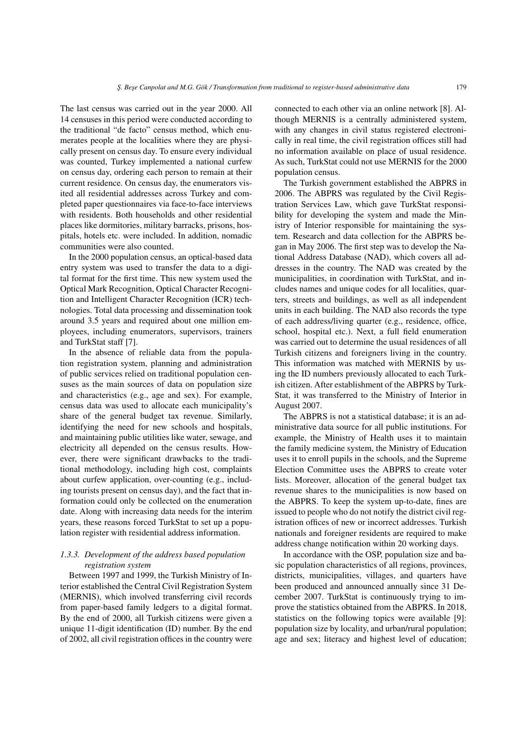The last census was carried out in the year 2000. All 14 censuses in this period were conducted according to the traditional "de facto" census method, which enumerates people at the localities where they are physically present on census day. To ensure every individual was counted, Turkey implemented a national curfew on census day, ordering each person to remain at their current residence. On census day, the enumerators visited all residential addresses across Turkey and completed paper questionnaires via face-to-face interviews with residents. Both households and other residential places like dormitories, military barracks, prisons, hospitals, hotels etc. were included. In addition, nomadic communities were also counted.

In the 2000 population census, an optical-based data entry system was used to transfer the data to a digital format for the first time. This new system used the Optical Mark Recognition, Optical Character Recognition and Intelligent Character Recognition (ICR) technologies. Total data processing and dissemination took around 3.5 years and required about one million employees, including enumerators, supervisors, trainers and TurkStat staff [7].

In the absence of reliable data from the population registration system, planning and administration of public services relied on traditional population censuses as the main sources of data on population size and characteristics (e.g., age and sex). For example, census data was used to allocate each municipality's share of the general budget tax revenue. Similarly, identifying the need for new schools and hospitals, and maintaining public utilities like water, sewage, and electricity all depended on the census results. However, there were significant drawbacks to the traditional methodology, including high cost, complaints about curfew application, over-counting (e.g., including tourists present on census day), and the fact that information could only be collected on the enumeration date. Along with increasing data needs for the interim years, these reasons forced TurkStat to set up a population register with residential address information.

### *1.3.3. Development of the address based population registration system*

Between 1997 and 1999, the Turkish Ministry of Interior established the Central Civil Registration System (MERNIS), which involved transferring civil records from paper-based family ledgers to a digital format. By the end of 2000, all Turkish citizens were given a unique 11-digit identification (ID) number. By the end of 2002, all civil registration offices in the country were connected to each other via an online network [8]. Although MERNIS is a centrally administered system, with any changes in civil status registered electronically in real time, the civil registration offices still had no information available on place of usual residence. As such, TurkStat could not use MERNIS for the 2000 population census.

The Turkish government established the ABPRS in 2006. The ABPRS was regulated by the Civil Registration Services Law, which gave TurkStat responsibility for developing the system and made the Ministry of Interior responsible for maintaining the system. Research and data collection for the ABPRS began in May 2006. The first step was to develop the National Address Database (NAD), which covers all addresses in the country. The NAD was created by the municipalities, in coordination with TurkStat, and includes names and unique codes for all localities, quarters, streets and buildings, as well as all independent units in each building. The NAD also records the type of each address/living quarter (e.g., residence, office, school, hospital etc.). Next, a full field enumeration was carried out to determine the usual residences of all Turkish citizens and foreigners living in the country. This information was matched with MERNIS by using the ID numbers previously allocated to each Turkish citizen. After establishment of the ABPRS by TurkStat, it was transferred to the Ministry of Interior in August 2007.

The ABPRS is not a statistical database; it is an administrative data source for all public institutions. For example, the Ministry of Health uses it to maintain the family medicine system, the Ministry of Education uses it to enroll pupils in the schools, and the Supreme Election Committee uses the ABPRS to create voter lists. Moreover, allocation of the general budget tax revenue shares to the municipalities is now based on the ABPRS. To keep the system up-to-date, fines are issued to people who do not notify the district civil registration offices of new or incorrect addresses. Turkish nationals and foreigner residents are required to make address change notification within 20 working days.

In accordance with the OSP, population size and basic population characteristics of all regions, provinces, districts, municipalities, villages, and quarters have been produced and announced annually since 31 December 2007. TurkStat is continuously trying to improve the statistics obtained from the ABPRS. In 2018, statistics on the following topics were available [9]: population size by locality, and urban/rural population; age and sex; literacy and highest level of education;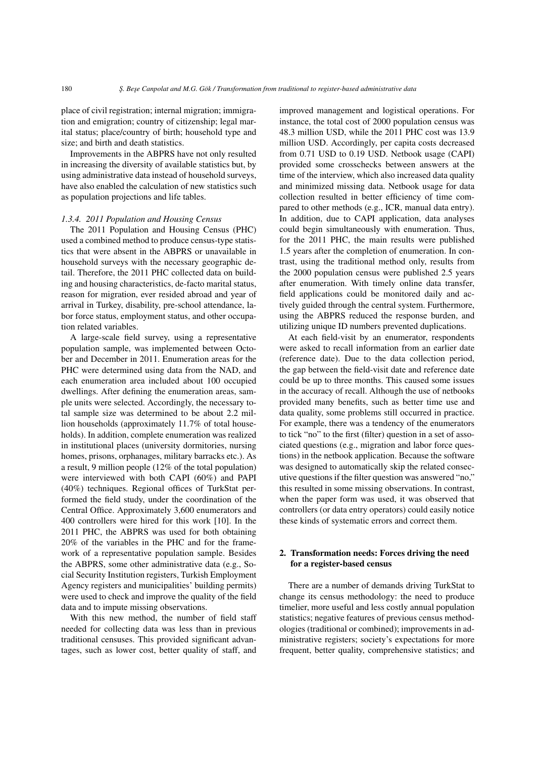place of civil registration; internal migration; immigration and emigration; country of citizenship; legal marital status; place/country of birth; household type and size; and birth and death statistics.

Improvements in the ABPRS have not only resulted in increasing the diversity of available statistics but, by using administrative data instead of household surveys, have also enabled the calculation of new statistics such as population projections and life tables.

#### *1.3.4. 2011 Population and Housing Census*

The 2011 Population and Housing Census (PHC) used a combined method to produce census-type statistics that were absent in the ABPRS or unavailable in household surveys with the necessary geographic detail. Therefore, the 2011 PHC collected data on building and housing characteristics, de-facto marital status, reason for migration, ever resided abroad and year of arrival in Turkey, disability, pre-school attendance, labor force status, employment status, and other occupation related variables.

A large-scale field survey, using a representative population sample, was implemented between October and December in 2011. Enumeration areas for the PHC were determined using data from the NAD, and each enumeration area included about 100 occupied dwellings. After defining the enumeration areas, sample units were selected. Accordingly, the necessary total sample size was determined to be about 2.2 million households (approximately 11.7% of total households). In addition, complete enumeration was realized in institutional places (university dormitories, nursing homes, prisons, orphanages, military barracks etc.). As a result, 9 million people (12% of the total population) were interviewed with both CAPI (60%) and PAPI (40%) techniques. Regional offices of TurkStat performed the field study, under the coordination of the Central Office. Approximately 3,600 enumerators and 400 controllers were hired for this work [10]. In the 2011 PHC, the ABPRS was used for both obtaining 20% of the variables in the PHC and for the framework of a representative population sample. Besides the ABPRS, some other administrative data (e.g., Social Security Institution registers, Turkish Employment Agency registers and municipalities' building permits) were used to check and improve the quality of the field data and to impute missing observations.

With this new method, the number of field staff needed for collecting data was less than in previous traditional censuses. This provided significant advantages, such as lower cost, better quality of staff, and improved management and logistical operations. For instance, the total cost of 2000 population census was 48.3 million USD, while the 2011 PHC cost was 13.9 million USD. Accordingly, per capita costs decreased from 0.71 USD to 0.19 USD. Netbook usage (CAPI) provided some crosschecks between answers at the time of the interview, which also increased data quality and minimized missing data. Netbook usage for data collection resulted in better efficiency of time compared to other methods (e.g., ICR, manual data entry). In addition, due to CAPI application, data analyses could begin simultaneously with enumeration. Thus, for the 2011 PHC, the main results were published 1.5 years after the completion of enumeration. In contrast, using the traditional method only, results from the 2000 population census were published 2.5 years after enumeration. With timely online data transfer, field applications could be monitored daily and actively guided through the central system. Furthermore, using the ABPRS reduced the response burden, and utilizing unique ID numbers prevented duplications.

At each field-visit by an enumerator, respondents were asked to recall information from an earlier date (reference date). Due to the data collection period, the gap between the field-visit date and reference date could be up to three months. This caused some issues in the accuracy of recall. Although the use of netbooks provided many benefits, such as better time use and data quality, some problems still occurred in practice. For example, there was a tendency of the enumerators to tick "no" to the first (filter) question in a set of associated questions (e.g., migration and labor force questions) in the netbook application. Because the software was designed to automatically skip the related consecutive questions if the filter question was answered "no," this resulted in some missing observations. In contrast, when the paper form was used, it was observed that controllers (or data entry operators) could easily notice these kinds of systematic errors and correct them.

## 2. Transformation needs: Forces driving the need for a register-based census

There are a number of demands driving TurkStat to change its census methodology: the need to produce timelier, more useful and less costly annual population statistics; negative features of previous census methodologies (traditional or combined); improvements in administrative registers; society's expectations for more frequent, better quality, comprehensive statistics; and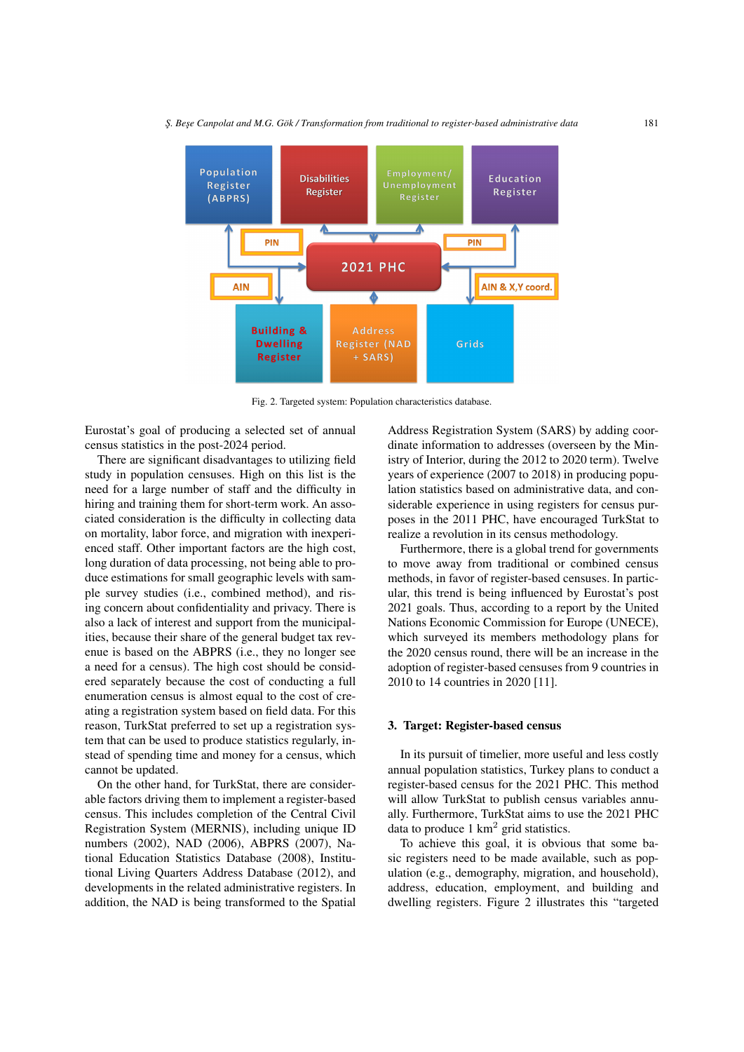Population Register (ABPRS)

Disabilities Register

Employment/ Unemployment Register

Education Register

PIN

PIN

2021 PHC

AIN

AIN & X,Y coord.

Building & Dwelling Register

Address Register (NAD + SARS)

Grids

Fig. 2. Targeted system: Population characteristics database.

Eurostat's goal of producing a selected set of annual census statistics in the post-2024 period.

There are significant disadvantages to utilizing field study in population censuses. High on this list is the need for a large number of staff and the difficulty in hiring and training them for short-term work. An associated consideration is the difficulty in collecting data on mortality, labor force, and migration with inexperienced staff. Other important factors are the high cost, long duration of data processing, not being able to produce estimations for small geographic levels with sample survey studies (i.e., combined method), and rising concern about confidentiality and privacy. There is also a lack of interest and support from the municipalities, because their share of the general budget tax revenue is based on the ABPRS (i.e., they no longer see a need for a census). The high cost should be considered separately because the cost of conducting a full enumeration census is almost equal to the cost of creating a registration system based on field data. For this reason, TurkStat preferred to set up a registration system that can be used to produce statistics regularly, instead of spending time and money for a census, which cannot be updated.

On the other hand, for TurkStat, there are considerable factors driving them to implement a register-based census. This includes completion of the Central Civil Registration System (MERNIS), including unique ID numbers (2002), NAD (2006), ABPRS (2007), National Education Statistics Database (2008), Institutional Living Quarters Address Database (2012), and developments in the related administrative registers. In addition, the NAD is being transformed to the Spatial Address Registration System (SARS) by adding coordinate information to addresses (overseen by the Ministry of Interior, during the 2012 to 2020 term). Twelve years of experience (2007 to 2018) in producing population statistics based on administrative data, and considerable experience in using registers for census purposes in the 2011 PHC, have encouraged TurkStat to realize a revolution in its census methodology.

Furthermore, there is a global trend for governments to move away from traditional or combined census methods, in favor of register-based censuses. In particular, this trend is being influenced by Eurostat's post 2021 goals. Thus, according to a report by the United Nations Economic Commission for Europe (UNECE), which surveyed its members methodology plans for the 2020 census round, there will be an increase in the adoption of register-based censuses from 9 countries in 2010 to 14 countries in 2020 [11].

## 3. Target: Register-based census

In its pursuit of timelier, more useful and less costly annual population statistics, Turkey plans to conduct a register-based census for the 2021 PHC. This method will allow TurkStat to publish census variables annually. Furthermore, TurkStat aims to use the 2021 PHC data to produce 1 $km^2$ grid statistics.

To achieve this goal, it is obvious that some basic registers need to be made available, such as population (e.g., demography, migration, and household), address, education, employment, and building and dwelling registers. Figure 2 illustrates this "targeted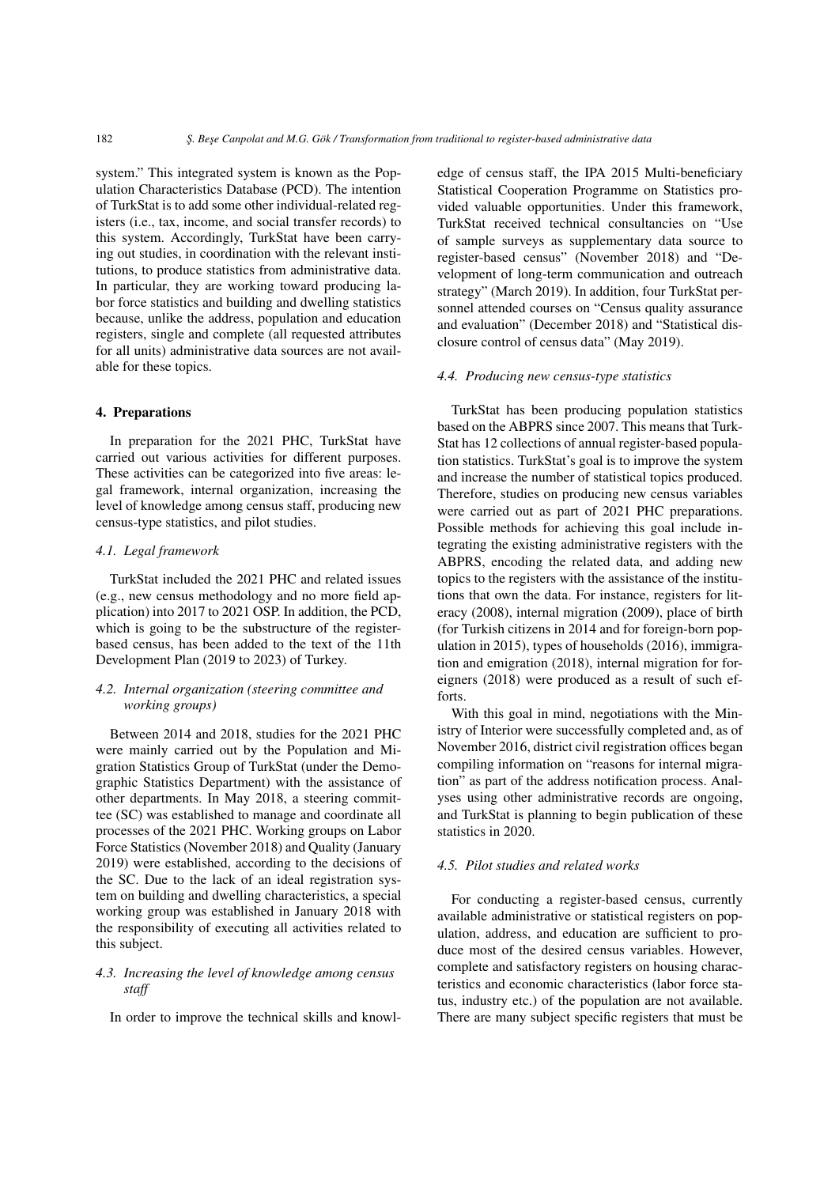system." This integrated system is known as the Population Characteristics Database (PCD). The intention of TurkStat is to add some other individual-related registers (i.e., tax, income, and social transfer records) to this system. Accordingly, TurkStat have been carrying out studies, in coordination with the relevant institutions, to produce statistics from administrative data. In particular, they are working toward producing labor force statistics and building and dwelling statistics because, unlike the address, population and education registers, single and complete (all requested attributes for all units) administrative data sources are not available for these topics.

## 4. Preparations

In preparation for the 2021 PHC, TurkStat have carried out various activities for different purposes. These activities can be categorized into five areas: legal framework, internal organization, increasing the level of knowledge among census staff, producing new census-type statistics, and pilot studies.

### *4.1. Legal framework*

TurkStat included the 2021 PHC and related issues (e.g., new census methodology and no more field application) into 2017 to 2021 OSP. In addition, the PCD, which is going to be the substructure of the register-based census, has been added to the text of the 11th Development Plan (2019 to 2023) of Turkey.

### *4.2. Internal organization (steering committee and working groups)*

Between 2014 and 2018, studies for the 2021 PHC were mainly carried out by the Population and Migration Statistics Group of TurkStat (under the Demographic Statistics Department) with the assistance of other departments. In May 2018, a steering committee (SC) was established to manage and coordinate all processes of the 2021 PHC. Working groups on Labor Force Statistics (November 2018) and Quality (January 2019) were established, according to the decisions of the SC. Due to the lack of an ideal registration system on building and dwelling characteristics, a special working group was established in January 2018 with the responsibility of executing all activities related to this subject.

### *4.3. Increasing the level of knowledge among census staff*

In order to improve the technical skills and knowledge of census staff, the IPA 2015 Multi-beneficiary Statistical Cooperation Programme on Statistics provided valuable opportunities. Under this framework, TurkStat received technical consultancies on "Use of sample surveys as supplementary data source to register-based census" (November 2018) and "Development of long-term communication and outreach strategy" (March 2019). In addition, four TurkStat personnel attended courses on "Census quality assurance and evaluation" (December 2018) and "Statistical disclosure control of census data" (May 2019).

### *4.4. Producing new census-type statistics*

TurkStat has been producing population statistics based on the ABPRS since 2007. This means that TurkStat has 12 collections of annual register-based population statistics. TurkStat's goal is to improve the system and increase the number of statistical topics produced. Therefore, studies on producing new census variables were carried out as part of 2021 PHC preparations. Possible methods for achieving this goal include integrating the existing administrative registers with the ABPRS, encoding the related data, and adding new topics to the registers with the assistance of the institutions that own the data. For instance, registers for literacy (2008), internal migration (2009), place of birth (for Turkish citizens in 2014 and for foreign-born population in 2015), types of households (2016), immigration and emigration (2018), internal migration for foreigners (2018) were produced as a result of such efforts.

With this goal in mind, negotiations with the Ministry of Interior were successfully completed and, as of November 2016, district civil registration offices began compiling information on "reasons for internal migration" as part of the address notification process. Analyses using other administrative records are ongoing, and TurkStat is planning to begin publication of these statistics in 2020.

### *4.5. Pilot studies and related works*

For conducting a register-based census, currently available administrative or statistical registers on population, address, and education are sufficient to produce most of the desired census variables. However, complete and satisfactory registers on housing characteristics and economic characteristics (labor force status, industry etc.) of the population are not available. There are many subject specific registers that must be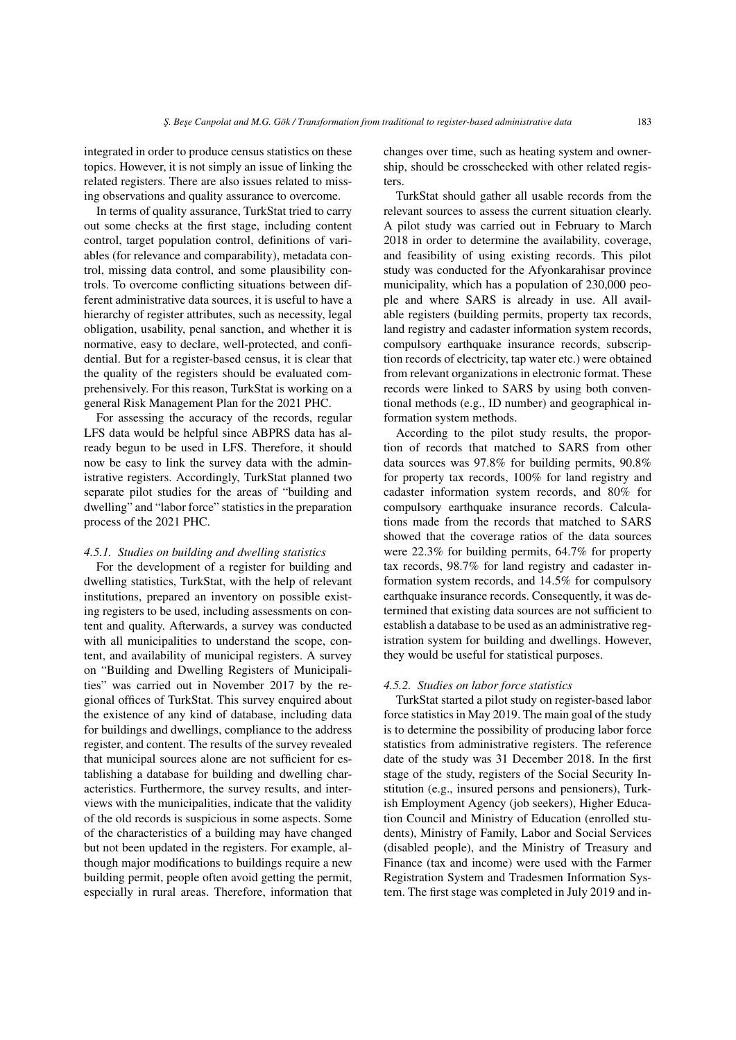integrated in order to produce census statistics on these topics. However, it is not simply an issue of linking the related registers. There are also issues related to missing observations and quality assurance to overcome.

In terms of quality assurance, TurkStat tried to carry out some checks at the first stage, including content control, target population control, definitions of variables (for relevance and comparability), metadata control, missing data control, and some plausibility controls. To overcome conflicting situations between different administrative data sources, it is useful to have a hierarchy of register attributes, such as necessity, legal obligation, usability, penal sanction, and whether it is normative, easy to declare, well-protected, and confidential. But for a register-based census, it is clear that the quality of the registers should be evaluated comprehensively. For this reason, TurkStat is working on a general Risk Management Plan for the 2021 PHC.

For assessing the accuracy of the records, regular LFS data would be helpful since ABPRS data has already begun to be used in LFS. Therefore, it should now be easy to link the survey data with the administrative registers. Accordingly, TurkStat planned two separate pilot studies for the areas of "building and dwelling" and "labor force" statistics in the preparation process of the 2021 PHC.

#### *4.5.1. Studies on building and dwelling statistics*

For the development of a register for building and dwelling statistics, TurkStat, with the help of relevant institutions, prepared an inventory on possible existing registers to be used, including assessments on content and quality. Afterwards, a survey was conducted with all municipalities to understand the scope, content, and availability of municipal registers. A survey on "Building and Dwelling Registers of Municipalities" was carried out in November 2017 by the regional offices of TurkStat. This survey enquired about the existence of any kind of database, including data for buildings and dwellings, compliance to the address register, and content. The results of the survey revealed that municipal sources alone are not sufficient for establishing a database for building and dwelling characteristics. Furthermore, the survey results, and interviews with the municipalities, indicate that the validity of the old records is suspicious in some aspects. Some of the characteristics of a building may have changed but not been updated in the registers. For example, although major modifications to buildings require a new building permit, people often avoid getting the permit, especially in rural areas. Therefore, information that changes over time, such as heating system and ownership, should be crosschecked with other related registers.

TurkStat should gather all usable records from the relevant sources to assess the current situation clearly. A pilot study was carried out in February to March 2018 in order to determine the availability, coverage, and feasibility of using existing records. This pilot study was conducted for the Afyonkarahisar province municipality, which has a population of 230,000 people and where SARS is already in use. All available registers (building permits, property tax records, land registry and cadaster information system records, compulsory earthquake insurance records, subscription records of electricity, tap water etc.) were obtained from relevant organizations in electronic format. These records were linked to SARS by using both conventional methods (e.g., ID number) and geographical information system methods.

According to the pilot study results, the proportion of records that matched to SARS from other data sources was 97.8% for building permits, 90.8% for property tax records, 100% for land registry and cadaster information system records, and 80% for compulsory earthquake insurance records. Calculations made from the records that matched to SARS showed that the coverage ratios of the data sources were 22.3% for building permits, 64.7% for property tax records, 98.7% for land registry and cadaster information system records, and 14.5% for compulsory earthquake insurance records. Consequently, it was determined that existing data sources are not sufficient to establish a database to be used as an administrative registration system for building and dwellings. However, they would be useful for statistical purposes.

#### *4.5.2. Studies on labor force statistics*

TurkStat started a pilot study on register-based labor force statistics in May 2019. The main goal of the study is to determine the possibility of producing labor force statistics from administrative registers. The reference date of the study was 31 December 2018. In the first stage of the study, registers of the Social Security Institution (e.g., insured persons and pensioners), Turkish Employment Agency (job seekers), Higher Education Council and Ministry of Education (enrolled students), Ministry of Family, Labor and Social Services (disabled people), and the Ministry of Treasury and Finance (tax and income) were used with the Farmer Registration System and Tradesmen Information System. The first stage was completed in July 2019 and in-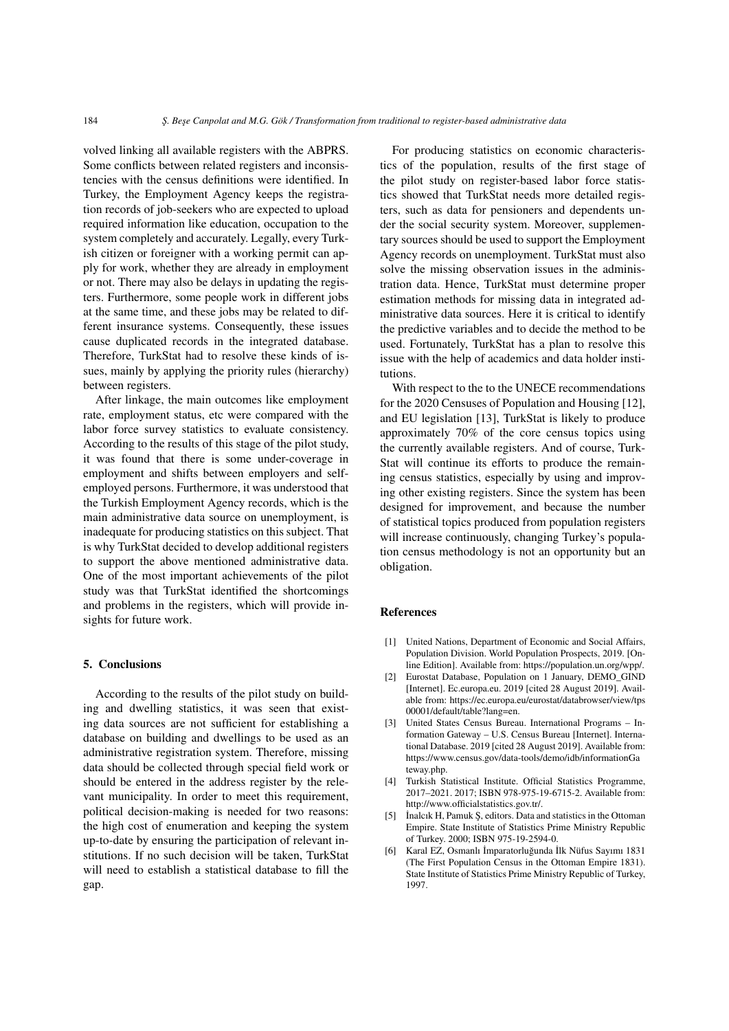volved linking all available registers with the ABPRS. Some conflicts between related registers and inconsistencies with the census definitions were identified. In Turkey, the Employment Agency keeps the registration records of job-seekers who are expected to upload required information like education, occupation to the system completely and accurately. Legally, every Turkish citizen or foreigner with a working permit can apply for work, whether they are already in employment or not. There may also be delays in updating the registers. Furthermore, some people work in different jobs at the same time, and these jobs may be related to different insurance systems. Consequently, these issues cause duplicated records in the integrated database. Therefore, TurkStat had to resolve these kinds of issues, mainly by applying the priority rules (hierarchy) between registers.

After linkage, the main outcomes like employment rate, employment status, etc were compared with the labor force survey statistics to evaluate consistency. According to the results of this stage of the pilot study, it was found that there is some under-coverage in employment and shifts between employers and self-employed persons. Furthermore, it was understood that the Turkish Employment Agency records, which is the main administrative data source on unemployment, is inadequate for producing statistics on this subject. That is why TurkStat decided to develop additional registers to support the above mentioned administrative data. One of the most important achievements of the pilot study was that TurkStat identified the shortcomings and problems in the registers, which will provide insights for future work.

## 5. Conclusions

According to the results of the pilot study on building and dwelling statistics, it was seen that existing data sources are not sufficient for establishing a database on building and dwellings to be used as an administrative registration system. Therefore, missing data should be collected through special field work or should be entered in the address register by the relevant municipality. In order to meet this requirement, political decision-making is needed for two reasons: the high cost of enumeration and keeping the system up-to-date by ensuring the participation of relevant institutions. If no such decision will be taken, TurkStat will need to establish a statistical database to fill the gap.

For producing statistics on economic characteristics of the population, results of the first stage of the pilot study on register-based labor force statistics showed that TurkStat needs more detailed registers, such as data for pensioners and dependents under the social security system. Moreover, supplementary sources should be used to support the Employment Agency records on unemployment. TurkStat must also solve the missing observation issues in the administration data. Hence, TurkStat must determine proper estimation methods for missing data in integrated administrative data sources. Here it is critical to identify the predictive variables and to decide the method to be used. Fortunately, TurkStat has a plan to resolve this issue with the help of academics and data holder institutions.

With respect to the to the UNECE recommendations for the 2020 Censuses of Population and Housing [12], and EU legislation [13], TurkStat is likely to produce approximately 70% of the core census topics using the currently available registers. And of course, TurkStat will continue its efforts to produce the remaining census statistics, especially by using and improving other existing registers. Since the system has been designed for improvement, and because the number of statistical topics produced from population registers will increase continuously, changing Turkey's population census methodology is not an opportunity but an obligation.

## References

[1] United Nations, Department of Economic and Social Affairs, Population Division. World Population Prospects, 2019. [Online Edition]. Available from: https://population.un.org/wpp/.

[2] Eurostat Database, Population on 1 January, DEMO_GIND [Internet]. Ec.europa.eu. 2019 [cited 28 August 2019]. Available from: https://ec.europa.eu/eurostat/databrowser/view/tps00001/default/table?lang=en.

[3] United States Census Bureau. International Programs – Information Gateway – U.S. Census Bureau [Internet]. International Database. 2019 [cited 28 August 2019]. Available from: https://www.census.gov/data-tools/demo/idb/informationGateway.php.

[4] Turkish Statistical Institute. Official Statistics Programme, 2017–2021. 2017; ISBN 978-975-19-6715-2. Available from: http://www.officialstatistics.gov.tr/.

[5] İnalcık H, Pamuk Ş, editors. Data and statistics in the Ottoman Empire. State Institute of Statistics Prime Ministry Republic of Turkey. 2000; ISBN 975-19-2594-0.

[6] Karal EZ, Osmanlı İmparatorluğunda İlk Nüfus Sayımı 1831 (The First Population Census in the Ottoman Empire 1831). State Institute of Statistics Prime Ministry Republic of Turkey, 1997.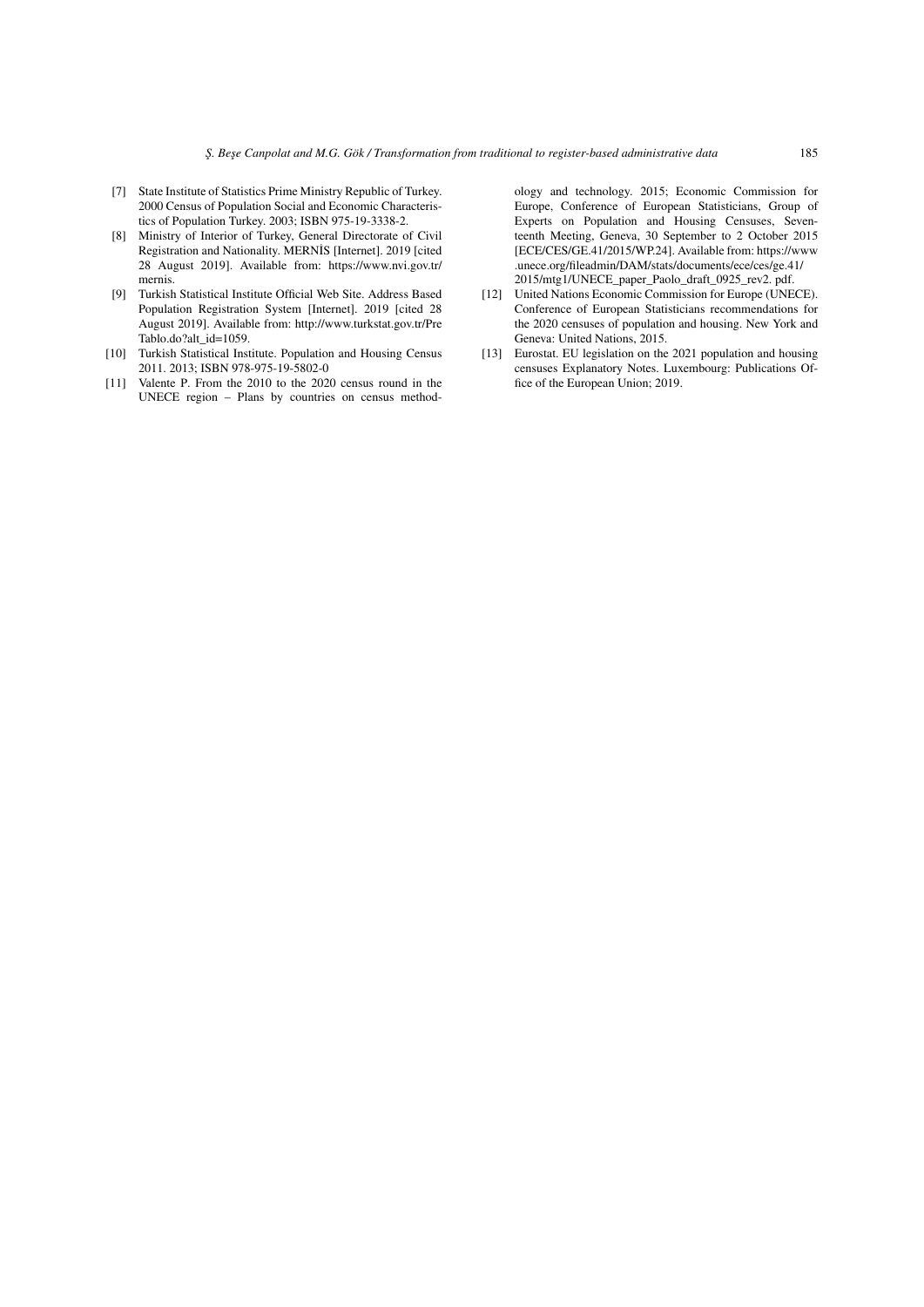[7] State Institute of Statistics Prime Ministry Republic of Turkey. 2000 Census of Population Social and Economic Characteristics of Population Turkey. 2003; ISBN 975-19-3338-2.

[8] Ministry of Interior of Turkey, General Directorate of Civil Registration and Nationality. MERNİS [Internet]. 2019 [cited 28 August 2019]. Available from: https://www.nvi.gov.tr/mernis.

[9] Turkish Statistical Institute Official Web Site. Address Based Population Registration System [Internet]. 2019 [cited 28 August 2019]. Available from: http://www.turkstat.gov.tr/PreTablo.do?alt_id=1059.

[10] Turkish Statistical Institute. Population and Housing Census 2011. 2013; ISBN 978-975-19-5802-0

[11] Valente P. From the 2010 to the 2020 census round in the UNECE region – Plans by countries on census methodology and technology. 2015; Economic Commission for Europe, Conference of European Statisticians, Group of Experts on Population and Housing Censuses, Seventeenth Meeting, Geneva, 30 September to 2 October 2015 [ECE/CES/GE.41/2015/WP.24]. Available from: https://www.unece.org/fileadmin/DAM/stats/documents/ece/ces/ge.41/2015/mtg1/UNECE_paper_Paolo_draft_0925_rev2. pdf.

[12] United Nations Economic Commission for Europe (UNECE). Conference of European Statisticians recommendations for the 2020 censuses of population and housing. New York and Geneva: United Nations, 2015.

[13] Eurostat. EU legislation on the 2021 population and housing censuses Explanatory Notes. Luxembourg: Publications Office of the European Union; 2019.